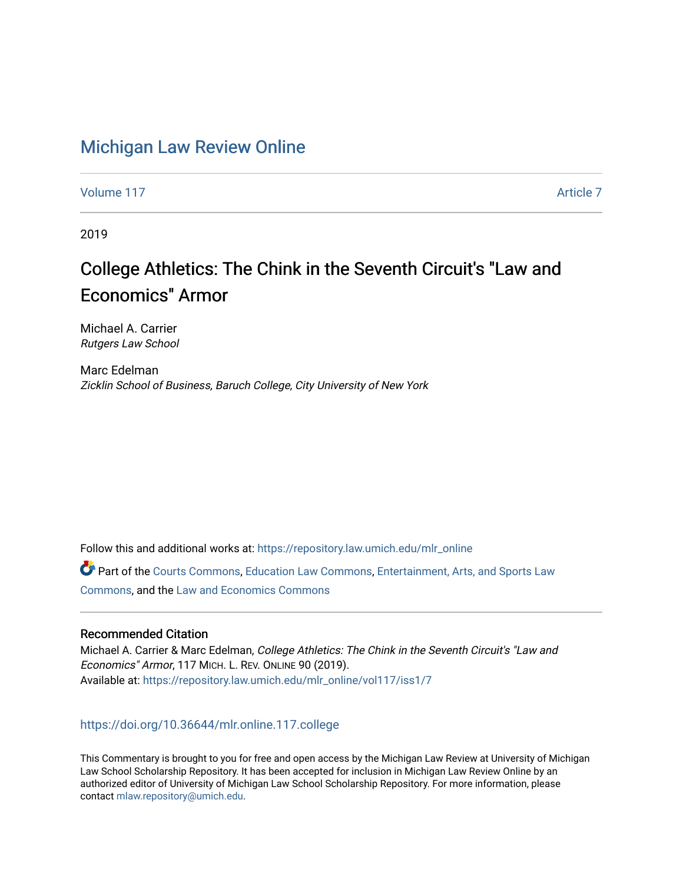# Michigan Law Review Online

Volume 117 | Article 7

2019

## College Athletics: The Chink in the Seventh Circuit's "Law and Economics" Armor

Michael A. Carrier
*Rutgers Law School*

Marc Edelman
*Zicklin School of Business, Baruch College, City University of New York*

Follow this and additional works at: https://repository.law.umich.edu/mlr_online

Part of the Courts Commons, Education Law Commons, Entertainment, Arts, and Sports Law Commons, and the Law and Economics Commons

### Recommended Citation

Michael A. Carrier & Marc Edelman, *College Athletics: The Chink in the Seventh Circuit's "Law and Economics" Armor*, 117 Mich. L. Rev. Online 90 (2019).
Available at: https://repository.law.umich.edu/mlr_online/vol117/iss1/7

https://doi.org/10.36644/mlr.online.117.college

This Commentary is brought to you for free and open access by the Michigan Law Review at University of Michigan Law School Scholarship Repository. It has been accepted for inclusion in Michigan Law Review Online by an authorized editor of University of Michigan Law School Scholarship Repository. For more information, please contact mlaw.repository@umich.edu.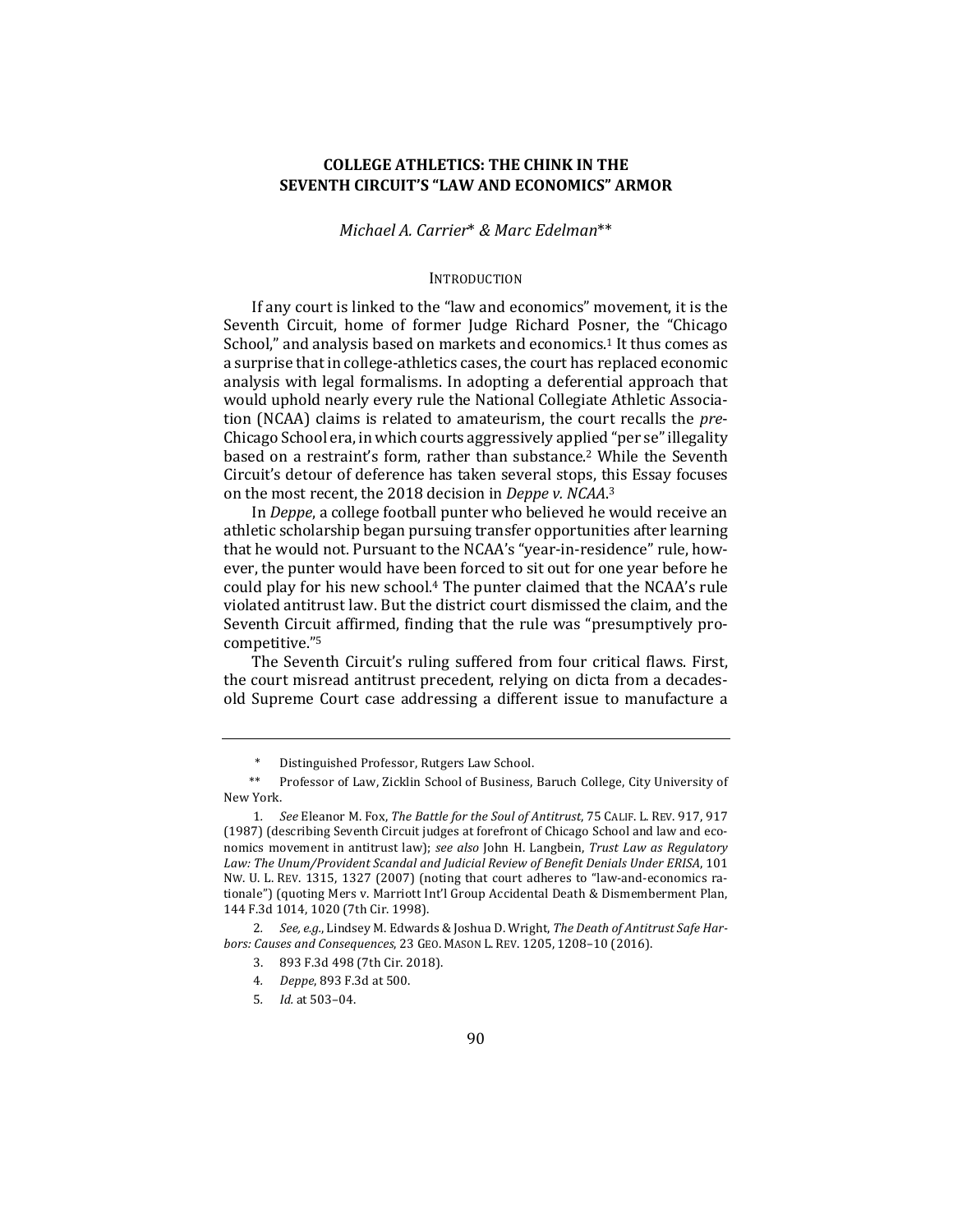# COLLEGE ATHLETICS: THE CHINK IN THE SEVENTH CIRCUIT'S "LAW AND ECONOMICS" ARMOR

*Michael A. Carrier\* & Marc Edelman\*\**

## INTRODUCTION

If any court is linked to the "law and economics" movement, it is the Seventh Circuit, home of former Judge Richard Posner, the "Chicago School," and analysis based on markets and economics.[1] It thus comes as a surprise that in college-athletics cases, the court has replaced economic analysis with legal formalisms. In adopting a deferential approach that would uphold nearly every rule the National Collegiate Athletic Association (NCAA) claims is related to amateurism, the court recalls the *pre*-Chicago School era, in which courts aggressively applied "per se" illegality based on a restraint's form, rather than substance.[2] While the Seventh Circuit's detour of deference has taken several stops, this Essay focuses on the most recent, the 2018 decision in *Deppe v. NCAA*.[3]

In *Deppe*, a college football punter who believed he would receive an athletic scholarship began pursuing transfer opportunities after learning that he would not. Pursuant to the NCAA's "year-in-residence" rule, however, the punter would have been forced to sit out for one year before he could play for his new school.[4] The punter claimed that the NCAA's rule violated antitrust law. But the district court dismissed the claim, and the Seventh Circuit affirmed, finding that the rule was "presumptively procompetitive."[5]

The Seventh Circuit's ruling suffered from four critical flaws. First, the court misread antitrust precedent, relying on dicta from a decades-old Supreme Court case addressing a different issue to manufacture a

---

\* Distinguished Professor, Rutgers Law School.

\*\* Professor of Law, Zicklin School of Business, Baruch College, City University of New York.

1. *See* Eleanor M. Fox, *The Battle for the Soul of Antitrust*, 75 CALIF. L. REV. 917, 917 (1987) (describing Seventh Circuit judges at forefront of Chicago School and law and economics movement in antitrust law); *see also* John H. Langbein, *Trust Law as Regulatory Law: The Unum/Provident Scandal and Judicial Review of Benefit Denials Under ERISA*, 101 NW. U. L. REV. 1315, 1327 (2007) (noting that court adheres to "law-and-economics rationale") (quoting Mers v. Marriott Int'l Group Accidental Death & Dismemberment Plan, 144 F.3d 1014, 1020 (7th Cir. 1998).

2. *See, e.g.*, Lindsey M. Edwards & Joshua D. Wright, *The Death of Antitrust Safe Harbors: Causes and Consequences*, 23 GEO. MASON L. REV. 1205, 1208–10 (2016).

3. 893 F.3d 498 (7th Cir. 2018).

4. *Deppe*, 893 F.3d at 500.

5. *Id.* at 503–04.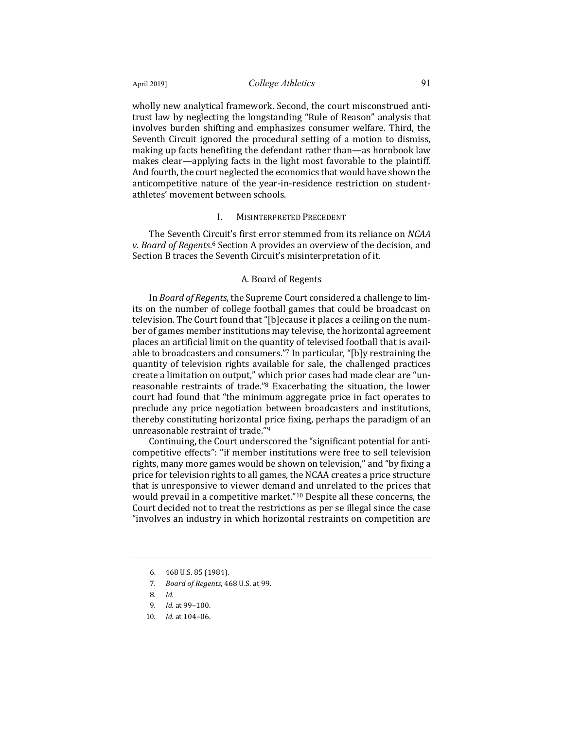wholly new analytical framework. Second, the court misconstrued antitrust law by neglecting the longstanding "Rule of Reason" analysis that involves burden shifting and emphasizes consumer welfare. Third, the Seventh Circuit ignored the procedural setting of a motion to dismiss, making up facts benefiting the defendant rather than—as hornbook law makes clear—applying facts in the light most favorable to the plaintiff. And fourth, the court neglected the economics that would have shown the anticompetitive nature of the year-in-residence restriction on student-athletes' movement between schools.

## I. Misinterpreted Precedent

The Seventh Circuit's first error stemmed from its reliance on *NCAA v. Board of Regents*.[6] Section A provides an overview of the decision, and Section B traces the Seventh Circuit's misinterpretation of it.

### A. Board of Regents

In *Board of Regents*, the Supreme Court considered a challenge to limits on the number of college football games that could be broadcast on television. The Court found that "[b]ecause it places a ceiling on the number of games member institutions may televise, the horizontal agreement places an artificial limit on the quantity of televised football that is available to broadcasters and consumers."[7] In particular, "[b]y restraining the quantity of television rights available for sale, the challenged practices create a limitation on output," which prior cases had made clear are "unreasonable restraints of trade."[8] Exacerbating the situation, the lower court had found that "the minimum aggregate price in fact operates to preclude any price negotiation between broadcasters and institutions, thereby constituting horizontal price fixing, perhaps the paradigm of an unreasonable restraint of trade."[9]

Continuing, the Court underscored the "significant potential for anticompetitive effects": "if member institutions were free to sell television rights, many more games would be shown on television," and "by fixing a price for television rights to all games, the NCAA creates a price structure that is unresponsive to viewer demand and unrelated to the prices that would prevail in a competitive market."[10] Despite all these concerns, the Court decided not to treat the restrictions as per se illegal since the case "involves an industry in which horizontal restraints on competition are

---

6. 468 U.S. 85 (1984).

7. *Board of Regents*, 468 U.S. at 99.

8. *Id.*

9. *Id.* at 99–100.

10. *Id.* at 104–06.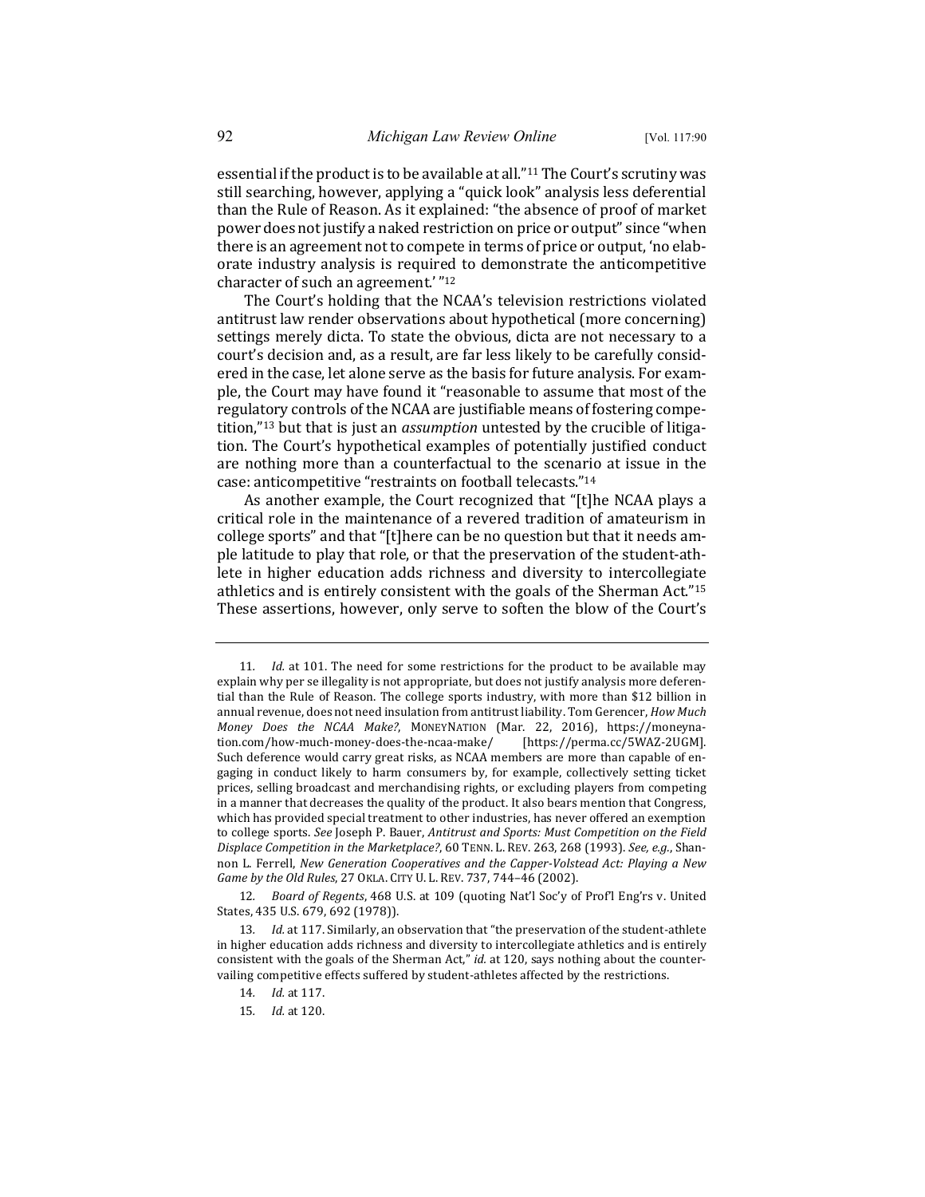essential if the product is to be available at all."[11] The Court's scrutiny was still searching, however, applying a "quick look" analysis less deferential than the Rule of Reason. As it explained: "the absence of proof of market power does not justify a naked restriction on price or output" since "when there is an agreement not to compete in terms of price or output, 'no elaborate industry analysis is required to demonstrate the anticompetitive character of such an agreement.' "[12]

The Court's holding that the NCAA's television restrictions violated antitrust law render observations about hypothetical (more concerning) settings merely dicta. To state the obvious, dicta are not necessary to a court's decision and, as a result, are far less likely to be carefully considered in the case, let alone serve as the basis for future analysis. For example, the Court may have found it "reasonable to assume that most of the regulatory controls of the NCAA are justifiable means of fostering competition,"[13] but that is just an *assumption* untested by the crucible of litigation. The Court's hypothetical examples of potentially justified conduct are nothing more than a counterfactual to the scenario at issue in the case: anticompetitive "restraints on football telecasts."[14]

As another example, the Court recognized that "[t]he NCAA plays a critical role in the maintenance of a revered tradition of amateurism in college sports" and that "[t]here can be no question but that it needs ample latitude to play that role, or that the preservation of the student-athlete in higher education adds richness and diversity to intercollegiate athletics and is entirely consistent with the goals of the Sherman Act."[15] These assertions, however, only serve to soften the blow of the Court's

---

11. *Id.* at 101. The need for some restrictions for the product to be available may explain why per se illegality is not appropriate, but does not justify analysis more deferential than the Rule of Reason. The college sports industry, with more than $12 billion in annual revenue, does not need insulation from antitrust liability. Tom Gerencer, *How Much Money Does the NCAA Make?*, MONEYNATION (Mar. 22, 2016), https://moneynation.com/how-much-money-does-the-ncaa-make/ [https://perma.cc/5WAZ-2UGM]. Such deference would carry great risks, as NCAA members are more than capable of engaging in conduct likely to harm consumers by, for example, collectively setting ticket prices, selling broadcast and merchandising rights, or excluding players from competing in a manner that decreases the quality of the product. It also bears mention that Congress, which has provided special treatment to other industries, has never offered an exemption to college sports. *See* Joseph P. Bauer, *Antitrust and Sports: Must Competition on the Field Displace Competition in the Marketplace?*, 60 TENN. L. REV. 263, 268 (1993). *See, e.g.*, Shannon L. Ferrell, *New Generation Cooperatives and the Capper-Volstead Act: Playing a New Game by the Old Rules*, 27 OKLA. CITY U. L. REV. 737, 744–46 (2002).

12. *Board of Regents*, 468 U.S. at 109 (quoting Nat'l Soc'y of Prof'l Eng'rs v. United States, 435 U.S. 679, 692 (1978)).

13. *Id.* at 117. Similarly, an observation that "the preservation of the student-athlete in higher education adds richness and diversity to intercollegiate athletics and is entirely consistent with the goals of the Sherman Act," *id.* at 120, says nothing about the countervailing competitive effects suffered by student-athletes affected by the restrictions.

14. *Id.* at 117.

15. *Id.* at 120.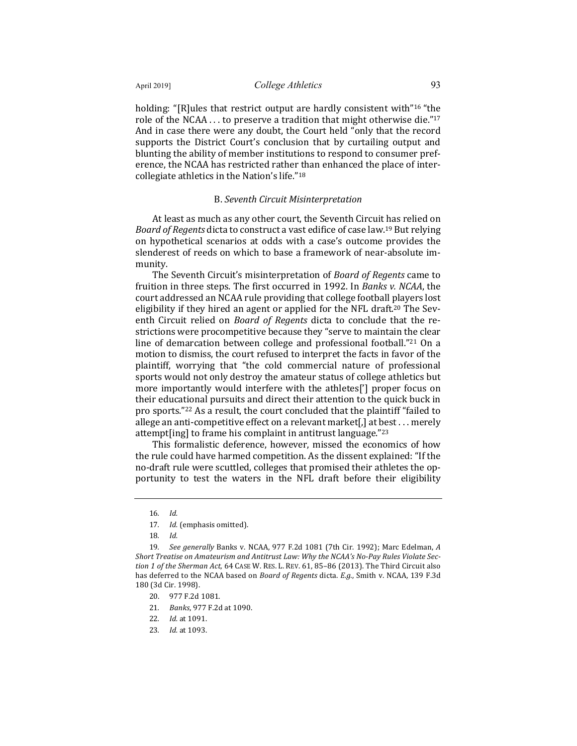holding: "[R]ules that restrict output are hardly consistent with"[16] "the role of the NCAA . . . to preserve a tradition that might otherwise die."[17] And in case there were any doubt, the Court held "only that the record supports the District Court's conclusion that by curtailing output and blunting the ability of member institutions to respond to consumer preference, the NCAA has restricted rather than enhanced the place of intercollegiate athletics in the Nation's life."[18]

### B. *Seventh Circuit Misinterpretation*

At least as much as any other court, the Seventh Circuit has relied on *Board of Regents* dicta to construct a vast edifice of case law.[19] But relying on hypothetical scenarios at odds with a case's outcome provides the slenderest of reeds on which to base a framework of near-absolute immunity.

The Seventh Circuit's misinterpretation of *Board of Regents* came to fruition in three steps. The first occurred in 1992. In *Banks v. NCAA*, the court addressed an NCAA rule providing that college football players lost eligibility if they hired an agent or applied for the NFL draft.[20] The Seventh Circuit relied on *Board of Regents* dicta to conclude that the restrictions were procompetitive because they "serve to maintain the clear line of demarcation between college and professional football."[21] On a motion to dismiss, the court refused to interpret the facts in favor of the plaintiff, worrying that "the cold commercial nature of professional sports would not only destroy the amateur status of college athletics but more importantly would interfere with the athletes['] proper focus on their educational pursuits and direct their attention to the quick buck in pro sports."[22] As a result, the court concluded that the plaintiff "failed to allege an anti-competitive effect on a relevant market[,] at best . . . merely attempt[ing] to frame his complaint in antitrust language."[23]

This formalistic deference, however, missed the economics of how the rule could have harmed competition. As the dissent explained: "If the no-draft rule were scuttled, colleges that promised their athletes the opportunity to test the waters in the NFL draft before their eligibility

---

16. *Id.*

17. *Id.* (emphasis omitted).

18. *Id.*

19. *See generally* Banks v. NCAA, 977 F.2d 1081 (7th Cir. 1992); Marc Edelman, *A Short Treatise on Amateurism and Antitrust Law: Why the NCAA's No-Pay Rules Violate Section 1 of the Sherman Act*, 64 CASE W. RES. L. REV. 61, 85–86 (2013). The Third Circuit also has deferred to the NCAA based on *Board of Regents* dicta. *E.g.*, Smith v. NCAA, 139 F.3d 180 (3d Cir. 1998).

20. 977 F.2d 1081.

21. *Banks*, 977 F.2d at 1090.

22. *Id.* at 1091.

23. *Id.* at 1093.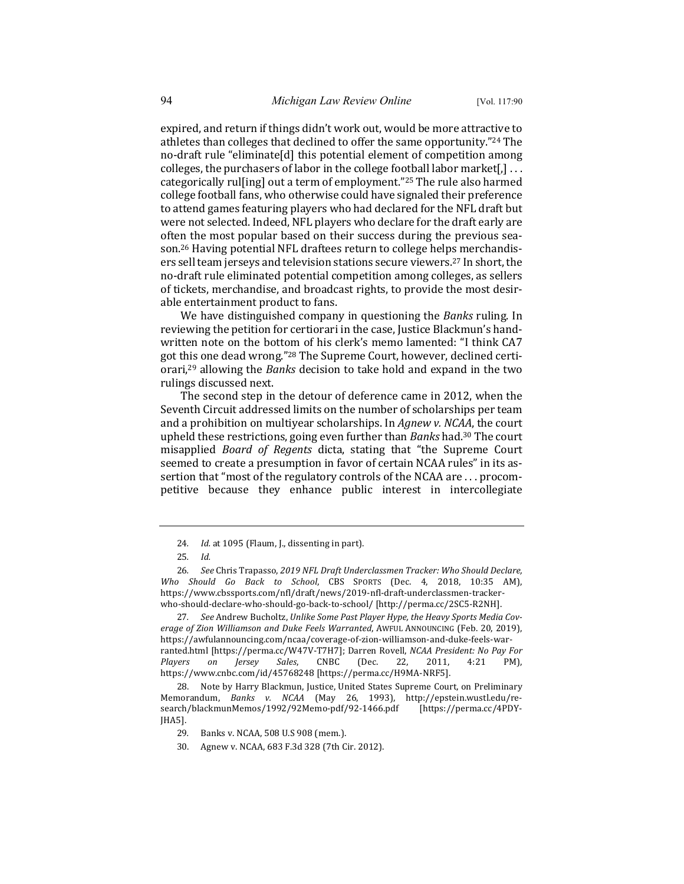expired, and return if things didn't work out, would be more attractive to athletes than colleges that declined to offer the same opportunity."[24] The no-draft rule "eliminate[d] this potential element of competition among colleges, the purchasers of labor in the college football labor market[,] . . . categorically rul[ing] out a term of employment."[25] The rule also harmed college football fans, who otherwise could have signaled their preference to attend games featuring players who had declared for the NFL draft but were not selected. Indeed, NFL players who declare for the draft early are often the most popular based on their success during the previous season.[26] Having potential NFL draftees return to college helps merchandisers sell team jerseys and television stations secure viewers.[27] In short, the no-draft rule eliminated potential competition among colleges, as sellers of tickets, merchandise, and broadcast rights, to provide the most desirable entertainment product to fans.

We have distinguished company in questioning the *Banks* ruling. In reviewing the petition for certiorari in the case, Justice Blackmun's handwritten note on the bottom of his clerk's memo lamented: "I think CA7 got this one dead wrong."[28] The Supreme Court, however, declined certiorari,[29] allowing the *Banks* decision to take hold and expand in the two rulings discussed next.

The second step in the detour of deference came in 2012, when the Seventh Circuit addressed limits on the number of scholarships per team and a prohibition on multiyear scholarships. In *Agnew v. NCAA*, the court upheld these restrictions, going even further than *Banks* had.[30] The court misapplied *Board of Regents* dicta, stating that "the Supreme Court seemed to create a presumption in favor of certain NCAA rules" in its assertion that "most of the regulatory controls of the NCAA are . . . procompetitive because they enhance public interest in intercollegiate

---

24. *Id.* at 1095 (Flaum, J., dissenting in part).

25. *Id.*

26. *See* Chris Trapasso, *2019 NFL Draft Underclassmen Tracker: Who Should Declare, Who Should Go Back to School*, CBS SPORTS (Dec. 4, 2018, 10:35 AM), https://www.cbssports.com/nfl/draft/news/2019-nfl-draft-underclassmen-tracker-who-should-declare-who-should-go-back-to-school/ [http://perma.cc/2SC5-R2NH].

27. *See* Andrew Bucholtz, *Unlike Some Past Player Hype, the Heavy Sports Media Coverage of Zion Williamson and Duke Feels Warranted*, AWFUL ANNOUNCING (Feb. 20, 2019), https://awfulannouncing.com/ncaa/coverage-of-zion-williamson-and-duke-feels-warranted.html [https://perma.cc/W47V-T7H7]; Darren Rovell, *NCAA President: No Pay For Players on Jersey Sales*, CNBC (Dec. 22, 2011, 4:21 PM), https://www.cnbc.com/id/45768248 [https://perma.cc/H9MA-NRF5].

28. Note by Harry Blackmun, Justice, United States Supreme Court, on Preliminary Memorandum, *Banks v. NCAA* (May 26, 1993), http://epstein.wustl.edu/research/blackmunMemos/1992/92Memo-pdf/92-1466.pdf [https://perma.cc/4PDY-JHA5].

29. Banks v. NCAA, 508 U.S 908 (mem.).

30. Agnew v. NCAA, 683 F.3d 328 (7th Cir. 2012).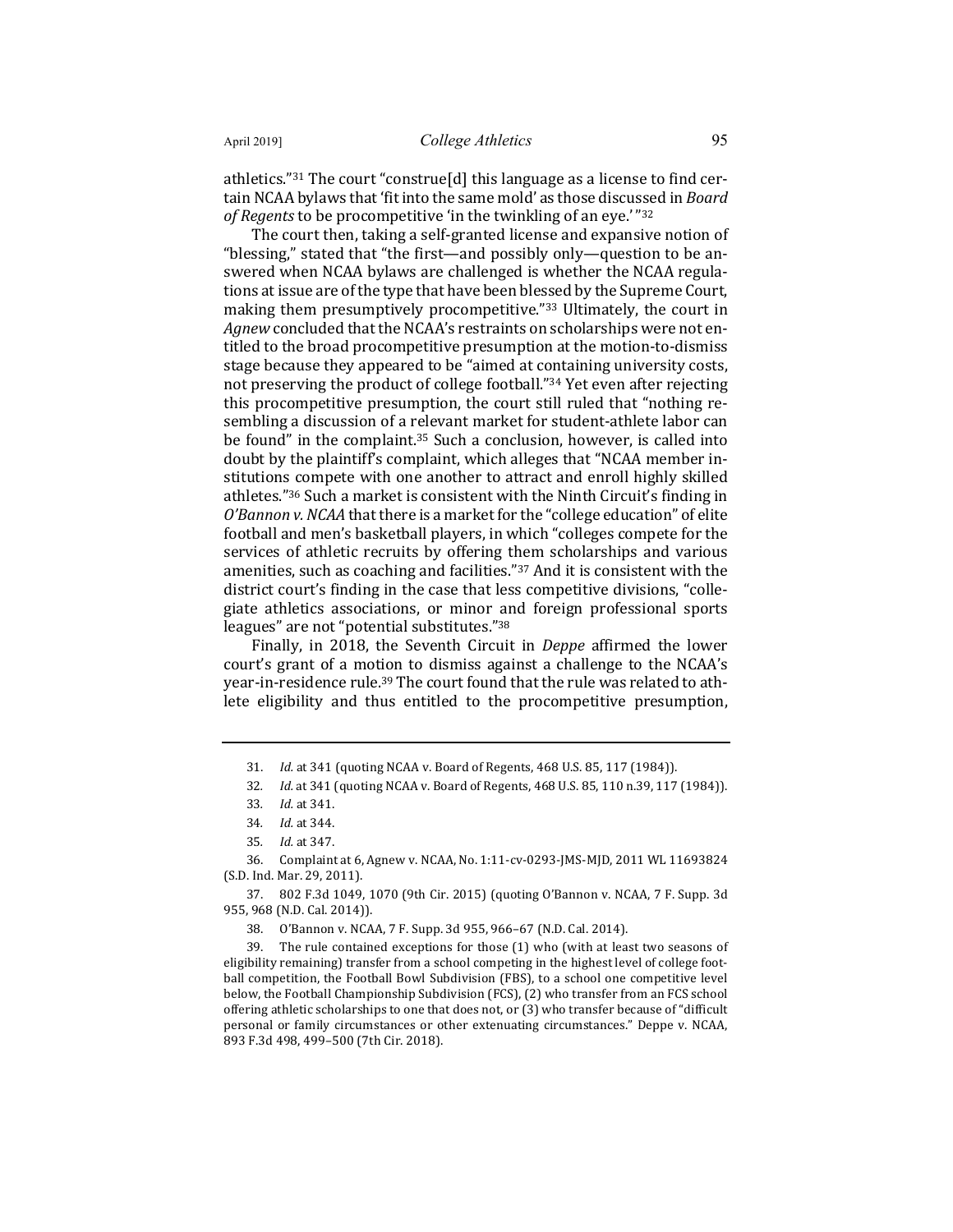athletics."[31] The court "construe[d] this language as a license to find certain NCAA bylaws that 'fit into the same mold' as those discussed in *Board of Regents* to be procompetitive 'in the twinkling of an eye.'"[32]

The court then, taking a self-granted license and expansive notion of "blessing," stated that "the first—and possibly only—question to be answered when NCAA bylaws are challenged is whether the NCAA regulations at issue are of the type that have been blessed by the Supreme Court, making them presumptively procompetitive."[33] Ultimately, the court in *Agnew* concluded that the NCAA's restraints on scholarships were not entitled to the broad procompetitive presumption at the motion-to-dismiss stage because they appeared to be "aimed at containing university costs, not preserving the product of college football."[34] Yet even after rejecting this procompetitive presumption, the court still ruled that "nothing resembling a discussion of a relevant market for student-athlete labor can be found" in the complaint.[35] Such a conclusion, however, is called into doubt by the plaintiff's complaint, which alleges that "NCAA member institutions compete with one another to attract and enroll highly skilled athletes."[36] Such a market is consistent with the Ninth Circuit's finding in *O'Bannon v. NCAA* that there is a market for the "college education" of elite football and men's basketball players, in which "colleges compete for the services of athletic recruits by offering them scholarships and various amenities, such as coaching and facilities."[37] And it is consistent with the district court's finding in the case that less competitive divisions, "collegiate athletics associations, or minor and foreign professional sports leagues" are not "potential substitutes."[38]

Finally, in 2018, the Seventh Circuit in *Deppe* affirmed the lower court's grant of a motion to dismiss against a challenge to the NCAA's year-in-residence rule.[39] The court found that the rule was related to athlete eligibility and thus entitled to the procompetitive presumption,

---

31. *Id.* at 341 (quoting NCAA v. Board of Regents, 468 U.S. 85, 117 (1984)).

32. *Id.* at 341 (quoting NCAA v. Board of Regents, 468 U.S. 85, 110 n.39, 117 (1984)).

33. *Id.* at 341.

34. *Id.* at 344.

35. *Id.* at 347.

36. Complaint at 6, Agnew v. NCAA, No. 1:11-cv-0293-JMS-MJD, 2011 WL 11693824 (S.D. Ind. Mar. 29, 2011).

37. 802 F.3d 1049, 1070 (9th Cir. 2015) (quoting O'Bannon v. NCAA, 7 F. Supp. 3d 955, 968 (N.D. Cal. 2014)).

38. O'Bannon v. NCAA, 7 F. Supp. 3d 955, 966–67 (N.D. Cal. 2014).

39. The rule contained exceptions for those (1) who (with at least two seasons of eligibility remaining) transfer from a school competing in the highest level of college football competition, the Football Bowl Subdivision (FBS), to a school one competitive level below, the Football Championship Subdivision (FCS), (2) who transfer from an FCS school offering athletic scholarships to one that does not, or (3) who transfer because of "difficult personal or family circumstances or other extenuating circumstances." Deppe v. NCAA, 893 F.3d 498, 499–500 (7th Cir. 2018).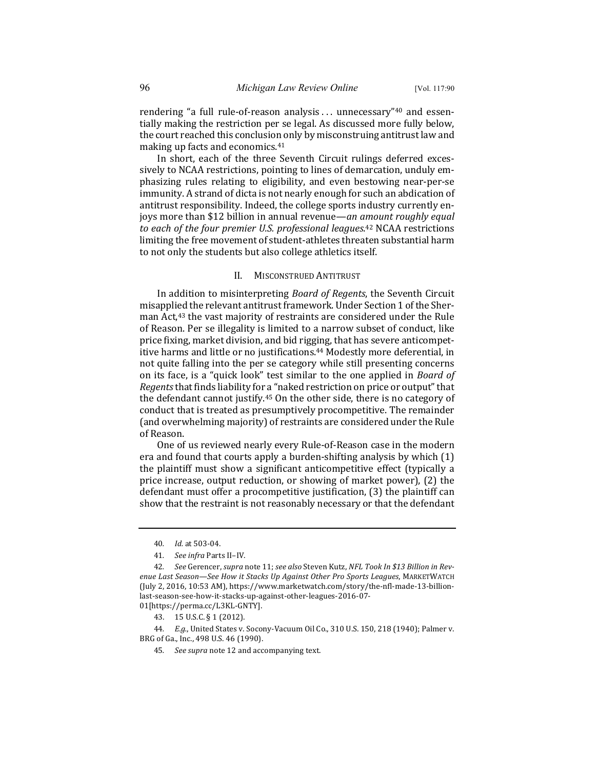rendering "a full rule-of-reason analysis . . . unnecessary"[40] and essentially making the restriction per se legal. As discussed more fully below, the court reached this conclusion only by misconstruing antitrust law and making up facts and economics.[41]

In short, each of the three Seventh Circuit rulings deferred excessively to NCAA restrictions, pointing to lines of demarcation, unduly emphasizing rules relating to eligibility, and even bestowing near-per-se immunity. A strand of dicta is not nearly enough for such an abdication of antitrust responsibility. Indeed, the college sports industry currently enjoys more than $12 billion in annual revenue—*an amount roughly equal to each of the four premier U.S. professional leagues*.[42] NCAA restrictions limiting the free movement of student-athletes threaten substantial harm to not only the students but also college athletics itself.

## II. MISCONSTRUED ANTITRUST

In addition to misinterpreting *Board of Regents*, the Seventh Circuit misapplied the relevant antitrust framework. Under Section 1 of the Sherman Act,[43] the vast majority of restraints are considered under the Rule of Reason. Per se illegality is limited to a narrow subset of conduct, like price fixing, market division, and bid rigging, that has severe anticompetitive harms and little or no justifications.[44] Modestly more deferential, in not quite falling into the per se category while still presenting concerns on its face, is a "quick look" test similar to the one applied in *Board of Regents* that finds liability for a "naked restriction on price or output" that the defendant cannot justify.[45] On the other side, there is no category of conduct that is treated as presumptively procompetitive. The remainder (and overwhelming majority) of restraints are considered under the Rule of Reason.

One of us reviewed nearly every Rule-of-Reason case in the modern era and found that courts apply a burden-shifting analysis by which (1) the plaintiff must show a significant anticompetitive effect (typically a price increase, output reduction, or showing of market power), (2) the defendant must offer a procompetitive justification, (3) the plaintiff can show that the restraint is not reasonably necessary or that the defendant

---

40. *Id.* at 503-04.

41. *See infra* Parts II–IV.

42. *See* Gerencer, *supra* note 11; *see also* Steven Kutz, *NFL Took In $13 Billion in Revenue Last Season—See How it Stacks Up Against Other Pro Sports Leagues*, MARKETWATCH (July 2, 2016, 10:53 AM), https://www.marketwatch.com/story/the-nfl-made-13-billion-last-season-see-how-it-stacks-up-against-other-leagues-2016-07-01[https://perma.cc/L3KL-GNTY].

43. 15 U.S.C. § 1 (2012).

44. *E.g.*, United States v. Socony-Vacuum Oil Co., 310 U.S. 150, 218 (1940); Palmer v. BRG of Ga., Inc., 498 U.S. 46 (1990).

45. *See supra* note 12 and accompanying text.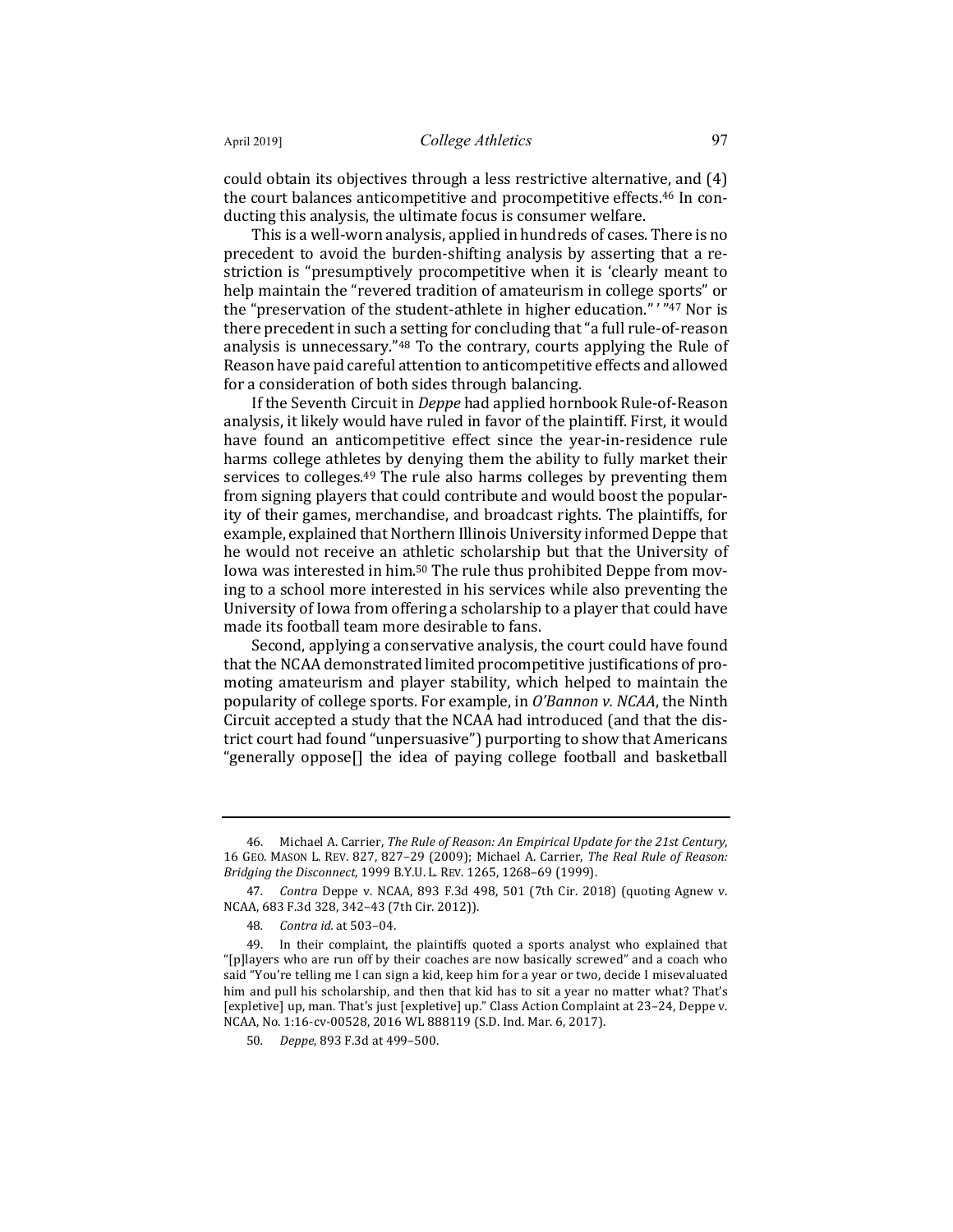could obtain its objectives through a less restrictive alternative, and (4) the court balances anticompetitive and procompetitive effects.[46] In conducting this analysis, the ultimate focus is consumer welfare.

This is a well-worn analysis, applied in hundreds of cases. There is no precedent to avoid the burden-shifting analysis by asserting that a restriction is "presumptively procompetitive when it is 'clearly meant to help maintain the "revered tradition of amateurism in college sports" or the "preservation of the student-athlete in higher education." ' "[47] Nor is there precedent in such a setting for concluding that "a full rule-of-reason analysis is unnecessary."[48] To the contrary, courts applying the Rule of Reason have paid careful attention to anticompetitive effects and allowed for a consideration of both sides through balancing.

If the Seventh Circuit in *Deppe* had applied hornbook Rule-of-Reason analysis, it likely would have ruled in favor of the plaintiff. First, it would have found an anticompetitive effect since the year-in-residence rule harms college athletes by denying them the ability to fully market their services to colleges.[49] The rule also harms colleges by preventing them from signing players that could contribute and would boost the popularity of their games, merchandise, and broadcast rights. The plaintiffs, for example, explained that Northern Illinois University informed Deppe that he would not receive an athletic scholarship but that the University of Iowa was interested in him.[50] The rule thus prohibited Deppe from moving to a school more interested in his services while also preventing the University of Iowa from offering a scholarship to a player that could have made its football team more desirable to fans.

Second, applying a conservative analysis, the court could have found that the NCAA demonstrated limited procompetitive justifications of promoting amateurism and player stability, which helped to maintain the popularity of college sports. For example, in *O'Bannon v. NCAA*, the Ninth Circuit accepted a study that the NCAA had introduced (and that the district court had found "unpersuasive") purporting to show that Americans "generally oppose[] the idea of paying college football and basketball

---

46. Michael A. Carrier, *The Rule of Reason: An Empirical Update for the 21st Century*, 16 GEO. MASON L. REV. 827, 827–29 (2009); Michael A. Carrier, *The Real Rule of Reason: Bridging the Disconnect*, 1999 B.Y.U. L. REV. 1265, 1268–69 (1999).

47. *Contra* Deppe v. NCAA, 893 F.3d 498, 501 (7th Cir. 2018) (quoting Agnew v. NCAA, 683 F.3d 328, 342–43 (7th Cir. 2012)).

48. *Contra id.* at 503–04.

49. In their complaint, the plaintiffs quoted a sports analyst who explained that "[p]layers who are run off by their coaches are now basically screwed" and a coach who said "You're telling me I can sign a kid, keep him for a year or two, decide I misevaluated him and pull his scholarship, and then that kid has to sit a year no matter what? That's [expletive] up, man. That's just [expletive] up." Class Action Complaint at 23–24, Deppe v. NCAA, No. 1:16-cv-00528, 2016 WL 888119 (S.D. Ind. Mar. 6, 2017).

50. *Deppe*, 893 F.3d at 499–500.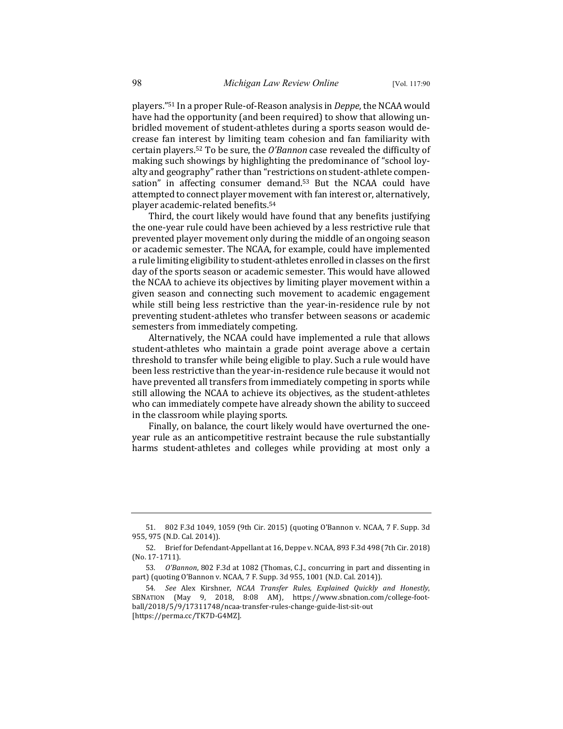players."[51] In a proper Rule-of-Reason analysis in *Deppe*, the NCAA would have had the opportunity (and been required) to show that allowing unbridled movement of student-athletes during a sports season would decrease fan interest by limiting team cohesion and fan familiarity with certain players.[52] To be sure, the *O'Bannon* case revealed the difficulty of making such showings by highlighting the predominance of "school loyalty and geography" rather than "restrictions on student-athlete compensation" in affecting consumer demand.[53] But the NCAA could have attempted to connect player movement with fan interest or, alternatively, player academic-related benefits.[54]

Third, the court likely would have found that any benefits justifying the one-year rule could have been achieved by a less restrictive rule that prevented player movement only during the middle of an ongoing season or academic semester. The NCAA, for example, could have implemented a rule limiting eligibility to student-athletes enrolled in classes on the first day of the sports season or academic semester. This would have allowed the NCAA to achieve its objectives by limiting player movement within a given season and connecting such movement to academic engagement while still being less restrictive than the year-in-residence rule by not preventing student-athletes who transfer between seasons or academic semesters from immediately competing.

Alternatively, the NCAA could have implemented a rule that allows student-athletes who maintain a grade point average above a certain threshold to transfer while being eligible to play. Such a rule would have been less restrictive than the year-in-residence rule because it would not have prevented all transfers from immediately competing in sports while still allowing the NCAA to achieve its objectives, as the student-athletes who can immediately compete have already shown the ability to succeed in the classroom while playing sports.

Finally, on balance, the court likely would have overturned the one-year rule as an anticompetitive restraint because the rule substantially harms student-athletes and colleges while providing at most only a

---

51. 802 F.3d 1049, 1059 (9th Cir. 2015) (quoting O'Bannon v. NCAA, 7 F. Supp. 3d 955, 975 (N.D. Cal. 2014)).

52. Brief for Defendant-Appellant at 16, Deppe v. NCAA, 893 F.3d 498 (7th Cir. 2018) (No. 17-1711).

53. *O'Bannon*, 802 F.3d at 1082 (Thomas, C.J., concurring in part and dissenting in part) (quoting O'Bannon v. NCAA, 7 F. Supp. 3d 955, 1001 (N.D. Cal. 2014)).

54. *See* Alex Kirshner, *NCAA Transfer Rules, Explained Quickly and Honestly*, SBNATION (May 9, 2018, 8:08 AM), https://www.sbnation.com/college-football/2018/5/9/17311748/ncaa-transfer-rules-change-guide-list-sit-out [https://perma.cc/TK7D-G4MZ].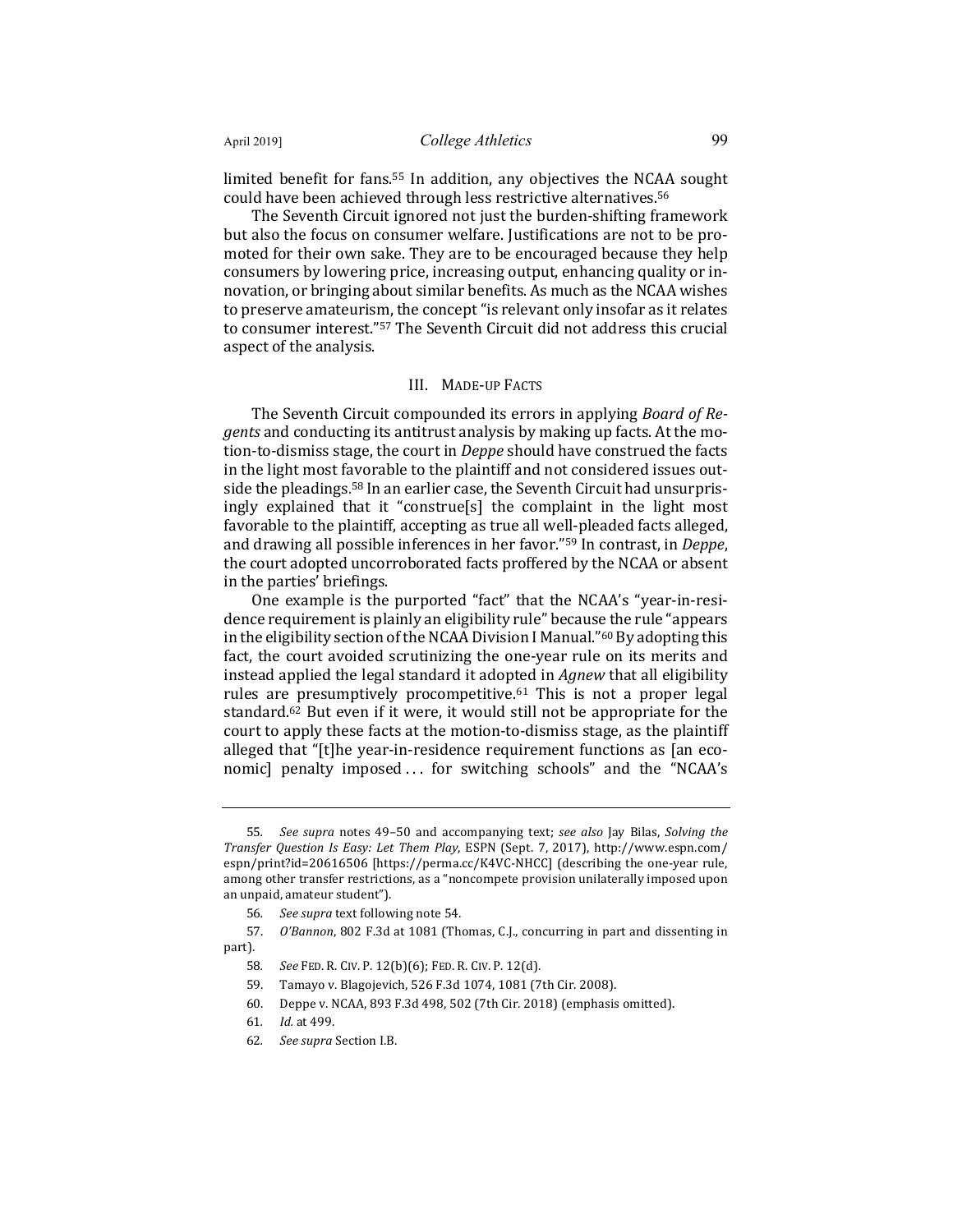limited benefit for fans.[55] In addition, any objectives the NCAA sought could have been achieved through less restrictive alternatives.[56]

The Seventh Circuit ignored not just the burden-shifting framework but also the focus on consumer welfare. Justifications are not to be promoted for their own sake. They are to be encouraged because they help consumers by lowering price, increasing output, enhancing quality or innovation, or bringing about similar benefits. As much as the NCAA wishes to preserve amateurism, the concept "is relevant only insofar as it relates to consumer interest."[57] The Seventh Circuit did not address this crucial aspect of the analysis.

## III. MADE-UP FACTS

The Seventh Circuit compounded its errors in applying *Board of Regents* and conducting its antitrust analysis by making up facts. At the motion-to-dismiss stage, the court in *Deppe* should have construed the facts in the light most favorable to the plaintiff and not considered issues outside the pleadings.[58] In an earlier case, the Seventh Circuit had unsurprisingly explained that it "construe[s] the complaint in the light most favorable to the plaintiff, accepting as true all well-pleaded facts alleged, and drawing all possible inferences in her favor."[59] In contrast, in *Deppe*, the court adopted uncorroborated facts proffered by the NCAA or absent in the parties' briefings.

One example is the purported "fact" that the NCAA's "year-in-residence requirement is plainly an eligibility rule" because the rule "appears in the eligibility section of the NCAA Division I Manual."[60] By adopting this fact, the court avoided scrutinizing the one-year rule on its merits and instead applied the legal standard it adopted in *Agnew* that all eligibility rules are presumptively procompetitive.[61] This is not a proper legal standard.[62] But even if it were, it would still not be appropriate for the court to apply these facts at the motion-to-dismiss stage, as the plaintiff alleged that "[t]he year-in-residence requirement functions as [an economic] penalty imposed . . . for switching schools" and the "NCAA's

---

55. *See supra* notes 49–50 and accompanying text; *see also* Jay Bilas, *Solving the Transfer Question Is Easy: Let Them Play*, ESPN (Sept. 7, 2017), http://www.espn.com/espn/print?id=20616506 [https://perma.cc/K4VC-NHCC] (describing the one-year rule, among other transfer restrictions, as a "noncompete provision unilaterally imposed upon an unpaid, amateur student").

56. *See supra* text following note 54.

57. *O'Bannon*, 802 F.3d at 1081 (Thomas, C.J., concurring in part and dissenting in part).

58. *See* FED. R. CIV. P. 12(b)(6); FED. R. CIV. P. 12(d).

59. Tamayo v. Blagojevich, 526 F.3d 1074, 1081 (7th Cir. 2008).

60. Deppe v. NCAA, 893 F.3d 498, 502 (7th Cir. 2018) (emphasis omitted).

61. *Id.* at 499.

62. *See supra* Section I.B.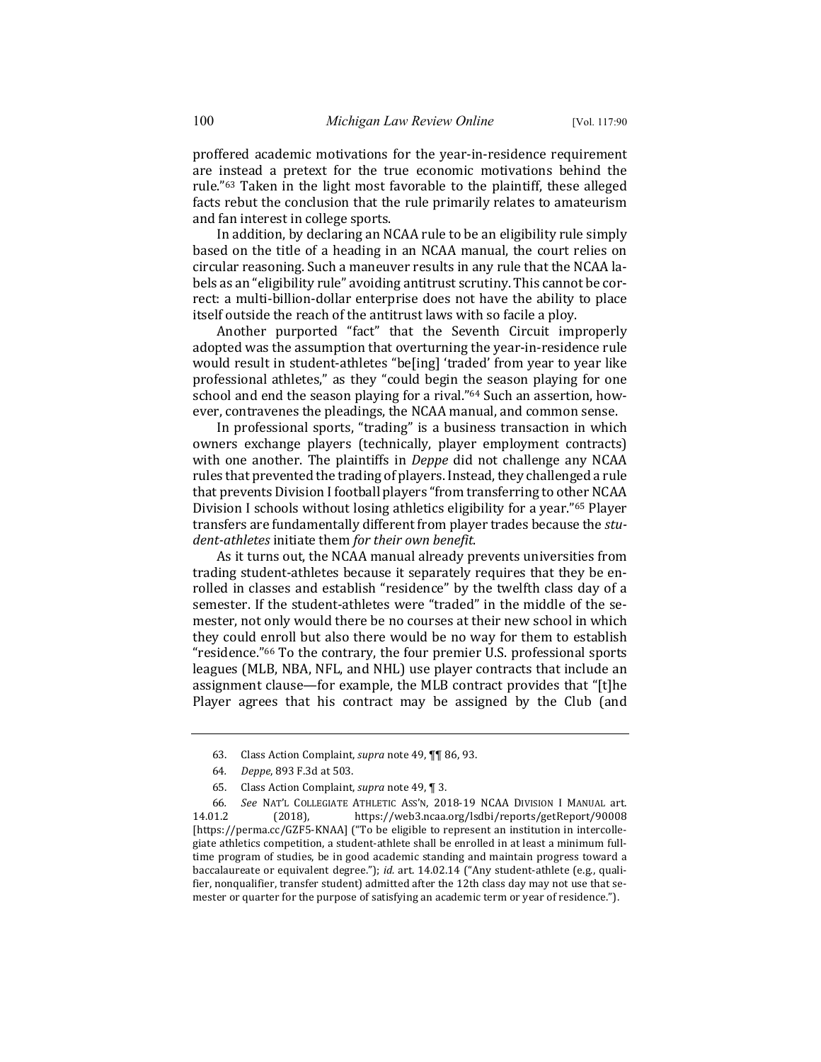proffered academic motivations for the year-in-residence requirement are instead a pretext for the true economic motivations behind the rule."[63] Taken in the light most favorable to the plaintiff, these alleged facts rebut the conclusion that the rule primarily relates to amateurism and fan interest in college sports.

In addition, by declaring an NCAA rule to be an eligibility rule simply based on the title of a heading in an NCAA manual, the court relies on circular reasoning. Such a maneuver results in any rule that the NCAA labels as an "eligibility rule" avoiding antitrust scrutiny. This cannot be correct: a multi-billion-dollar enterprise does not have the ability to place itself outside the reach of the antitrust laws with so facile a ploy.

Another purported "fact" that the Seventh Circuit improperly adopted was the assumption that overturning the year-in-residence rule would result in student-athletes "be[ing] 'traded' from year to year like professional athletes," as they "could begin the season playing for one school and end the season playing for a rival."[64] Such an assertion, however, contravenes the pleadings, the NCAA manual, and common sense.

In professional sports, "trading" is a business transaction in which owners exchange players (technically, player employment contracts) with one another. The plaintiffs in *Deppe* did not challenge any NCAA rules that prevented the trading of players. Instead, they challenged a rule that prevents Division I football players "from transferring to other NCAA Division I schools without losing athletics eligibility for a year."[65] Player transfers are fundamentally different from player trades because the *student-athletes* initiate them *for their own benefit*.

As it turns out, the NCAA manual already prevents universities from trading student-athletes because it separately requires that they be enrolled in classes and establish "residence" by the twelfth class day of a semester. If the student-athletes were "traded" in the middle of the semester, not only would there be no courses at their new school in which they could enroll but also there would be no way for them to establish "residence."[66] To the contrary, the four premier U.S. professional sports leagues (MLB, NBA, NFL, and NHL) use player contracts that include an assignment clause—for example, the MLB contract provides that "[t]he Player agrees that his contract may be assigned by the Club (and

---

63. Class Action Complaint, *supra* note 49, ¶¶ 86, 93.

64. *Deppe*, 893 F.3d at 503.

65. Class Action Complaint, *supra* note 49, ¶ 3.

66. *See* NAT'L COLLEGIATE ATHLETIC ASS'N, 2018-19 NCAA DIVISION I MANUAL art. 14.01.2 (2018), https://web3.ncaa.org/lsdbi/reports/getReport/90008 [https://perma.cc/GZF5-KNAA] ("To be eligible to represent an institution in intercollegiate athletics competition, a student-athlete shall be enrolled in at least a minimum full-time program of studies, be in good academic standing and maintain progress toward a baccalaureate or equivalent degree."); *id.* art. 14.02.14 ("Any student-athlete (e.g., qualifier, nonqualifier, transfer student) admitted after the 12th class day may not use that semester or quarter for the purpose of satisfying an academic term or year of residence.").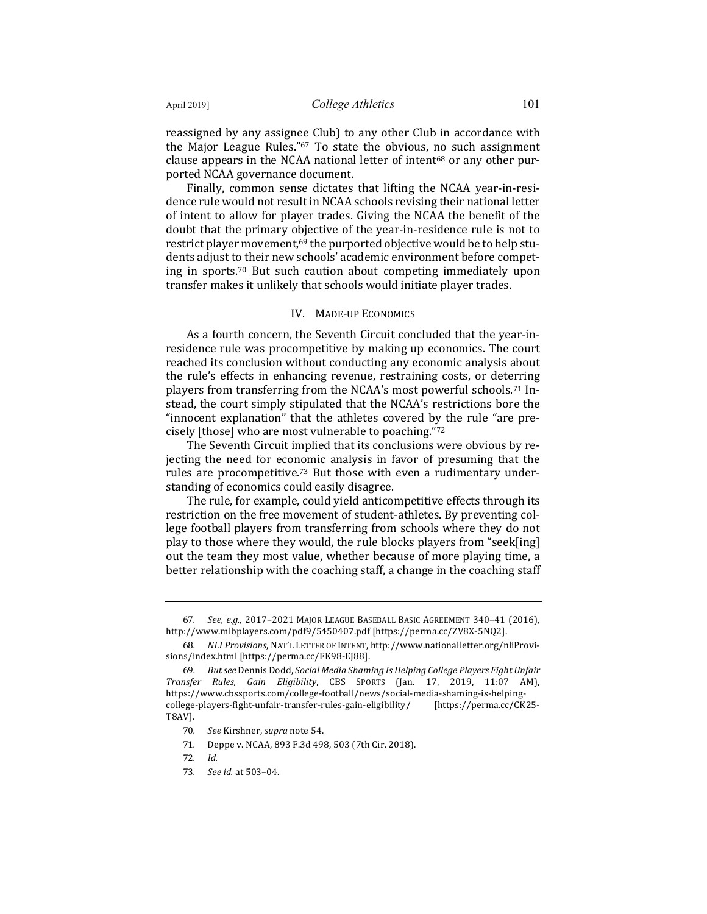reassigned by any assignee Club) to any other Club in accordance with the Major League Rules."[67] To state the obvious, no such assignment clause appears in the NCAA national letter of intent[68] or any other purported NCAA governance document.

Finally, common sense dictates that lifting the NCAA year-in-residence rule would not result in NCAA schools revising their national letter of intent to allow for player trades. Giving the NCAA the benefit of the doubt that the primary objective of the year-in-residence rule is not to restrict player movement,[69] the purported objective would be to help students adjust to their new schools' academic environment before competing in sports.[70] But such caution about competing immediately upon transfer makes it unlikely that schools would initiate player trades.

## IV. Made-up Economics

As a fourth concern, the Seventh Circuit concluded that the year-in-residence rule was procompetitive by making up economics. The court reached its conclusion without conducting any economic analysis about the rule's effects in enhancing revenue, restraining costs, or deterring players from transferring from the NCAA's most powerful schools.[71] Instead, the court simply stipulated that the NCAA's restrictions bore the "innocent explanation" that the athletes covered by the rule "are precisely [those] who are most vulnerable to poaching."[72]

The Seventh Circuit implied that its conclusions were obvious by rejecting the need for economic analysis in favor of presuming that the rules are procompetitive.[73] But those with even a rudimentary understanding of economics could easily disagree.

The rule, for example, could yield anticompetitive effects through its restriction on the free movement of student-athletes. By preventing college football players from transferring from schools where they do not play to those where they would, the rule blocks players from "seek[ing] out the team they most value, whether because of more playing time, a better relationship with the coaching staff, a change in the coaching staff

---

67. *See, e.g.*, 2017–2021 Major League Baseball Basic Agreement 340–41 (2016), http://www.mlbplayers.com/pdf9/5450407.pdf [https://perma.cc/ZV8X-5NQ2].

68. *NLI Provisions*, Nat'l Letter of Intent, http://www.nationalletter.org/nliProvisions/index.html [https://perma.cc/FK98-EJ88].

69. *But see* Dennis Dodd, *Social Media Shaming Is Helping College Players Fight Unfair Transfer Rules, Gain Eligibility*, CBS Sports (Jan. 17, 2019, 11:07 AM), https://www.cbssports.com/college-football/news/social-media-shaming-is-helping-college-players-fight-unfair-transfer-rules-gain-eligibility/ [https://perma.cc/CK25-T8AV].

70. *See* Kirshner, *supra* note 54.

71. Deppe v. NCAA, 893 F.3d 498, 503 (7th Cir. 2018).

72. *Id.*

73. *See id.* at 503–04.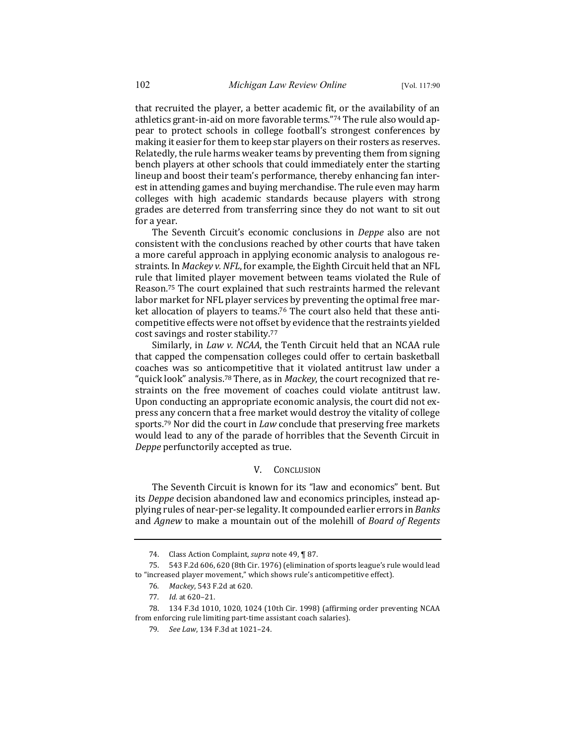that recruited the player, a better academic fit, or the availability of an athletics grant-in-aid on more favorable terms."[74] The rule also would appear to protect schools in college football's strongest conferences by making it easier for them to keep star players on their rosters as reserves. Relatedly, the rule harms weaker teams by preventing them from signing bench players at other schools that could immediately enter the starting lineup and boost their team's performance, thereby enhancing fan interest in attending games and buying merchandise. The rule even may harm colleges with high academic standards because players with strong grades are deterred from transferring since they do not want to sit out for a year.

The Seventh Circuit's economic conclusions in *Deppe* also are not consistent with the conclusions reached by other courts that have taken a more careful approach in applying economic analysis to analogous restraints. In *Mackey v. NFL*, for example, the Eighth Circuit held that an NFL rule that limited player movement between teams violated the Rule of Reason.[75] The court explained that such restraints harmed the relevant labor market for NFL player services by preventing the optimal free market allocation of players to teams.[76] The court also held that these anticompetitive effects were not offset by evidence that the restraints yielded cost savings and roster stability.[77]

Similarly, in *Law v. NCAA*, the Tenth Circuit held that an NCAA rule that capped the compensation colleges could offer to certain basketball coaches was so anticompetitive that it violated antitrust law under a "quick look" analysis.[78] There, as in *Mackey*, the court recognized that restraints on the free movement of coaches could violate antitrust law. Upon conducting an appropriate economic analysis, the court did not express any concern that a free market would destroy the vitality of college sports.[79] Nor did the court in *Law* conclude that preserving free markets would lead to any of the parade of horribles that the Seventh Circuit in *Deppe* perfunctorily accepted as true.

## V. Conclusion

The Seventh Circuit is known for its "law and economics" bent. But its *Deppe* decision abandoned law and economics principles, instead applying rules of near-per-se legality. It compounded earlier errors in *Banks* and *Agnew* to make a mountain out of the molehill of *Board of Regents*

---

74. Class Action Complaint, *supra* note 49, ¶ 87.

75. 543 F.2d 606, 620 (8th Cir. 1976) (elimination of sports league's rule would lead to "increased player movement," which shows rule's anticompetitive effect).

76. *Mackey*, 543 F.2d at 620.

77. *Id.* at 620–21.

78. 134 F.3d 1010, 1020, 1024 (10th Cir. 1998) (affirming order preventing NCAA from enforcing rule limiting part-time assistant coach salaries).

79. *See Law*, 134 F.3d at 1021–24.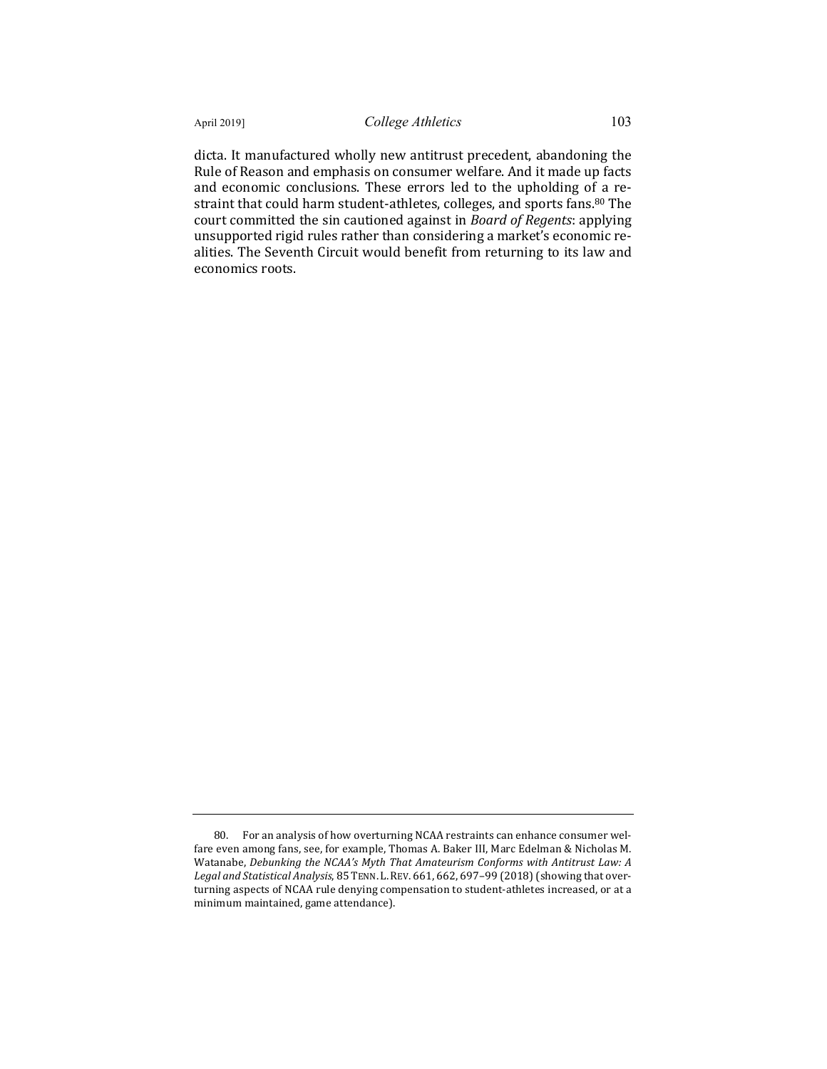dicta. It manufactured wholly new antitrust precedent, abandoning the Rule of Reason and emphasis on consumer welfare. And it made up facts and economic conclusions. These errors led to the upholding of a restraint that could harm student-athletes, colleges, and sports fans.[80] The court committed the sin cautioned against in *Board of Regents*: applying unsupported rigid rules rather than considering a market's economic realities. The Seventh Circuit would benefit from returning to its law and economics roots.

---

80. For an analysis of how overturning NCAA restraints can enhance consumer welfare even among fans, see, for example, Thomas A. Baker III, Marc Edelman & Nicholas M. Watanabe, *Debunking the NCAA's Myth That Amateurism Conforms with Antitrust Law: A Legal and Statistical Analysis*, 85 TENN. L. REV. 661, 662, 697–99 (2018) (showing that overturning aspects of NCAA rule denying compensation to student-athletes increased, or at a minimum maintained, game attendance).